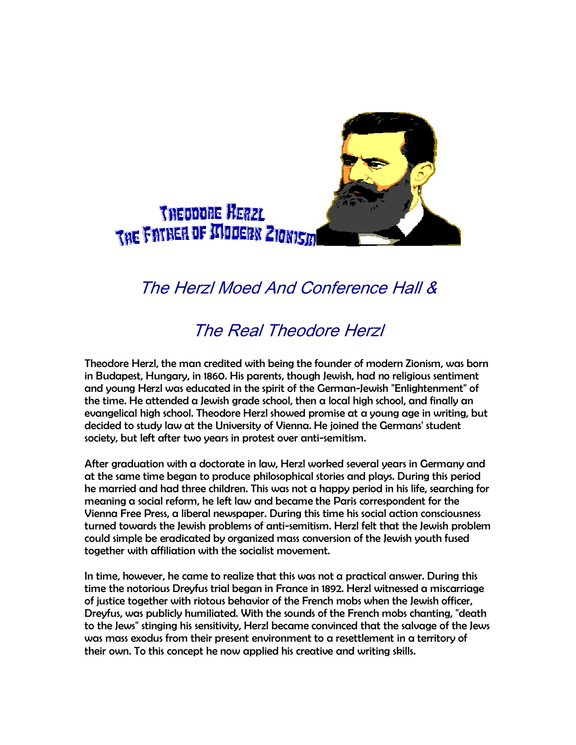Theodore Herzl
The Father of Modern Zionism

# The Herzl Moed And Conference Hall &

# The Real Theodore Herzl

Theodore Herzl, the man credited with being the founder of modern Zionism, was born in Budapest, Hungary, in 1860. His parents, though Jewish, had no religious sentiment and young Herzl was educated in the spirit of the German-Jewish "Enlightenment" of the time. He attended a Jewish grade school, then a local high school, and finally an evangelical high school. Theodore Herzl showed promise at a young age in writing, but decided to study law at the University of Vienna. He joined the Germans' student society, but left after two years in protest over anti-semitism.

After graduation with a doctorate in law, Herzl worked several years in Germany and at the same time began to produce philosophical stories and plays. During this period he married and had three children. This was not a happy period in his life, searching for meaning a social reform, he left law and became the Paris correspondent for the Vienna Free Press, a liberal newspaper. During this time his social action consciousness turned towards the Jewish problems of anti-semitism. Herzl felt that the Jewish problem could simple be eradicated by organized mass conversion of the Jewish youth fused together with affiliation with the socialist movement.

In time, however, he came to realize that this was not a practical answer. During this time the notorious Dreyfus trial began in France in 1892. Herzl witnessed a miscarriage of justice together with riotous behavior of the French mobs when the Jewish officer, Dreyfus, was publicly humiliated. With the sounds of the French mobs chanting, "death to the Jews" stinging his sensitivity, Herzl became convinced that the salvage of the Jews was mass exodus from their present environment to a resettlement in a territory of their own. To this concept he now applied his creative and writing skills.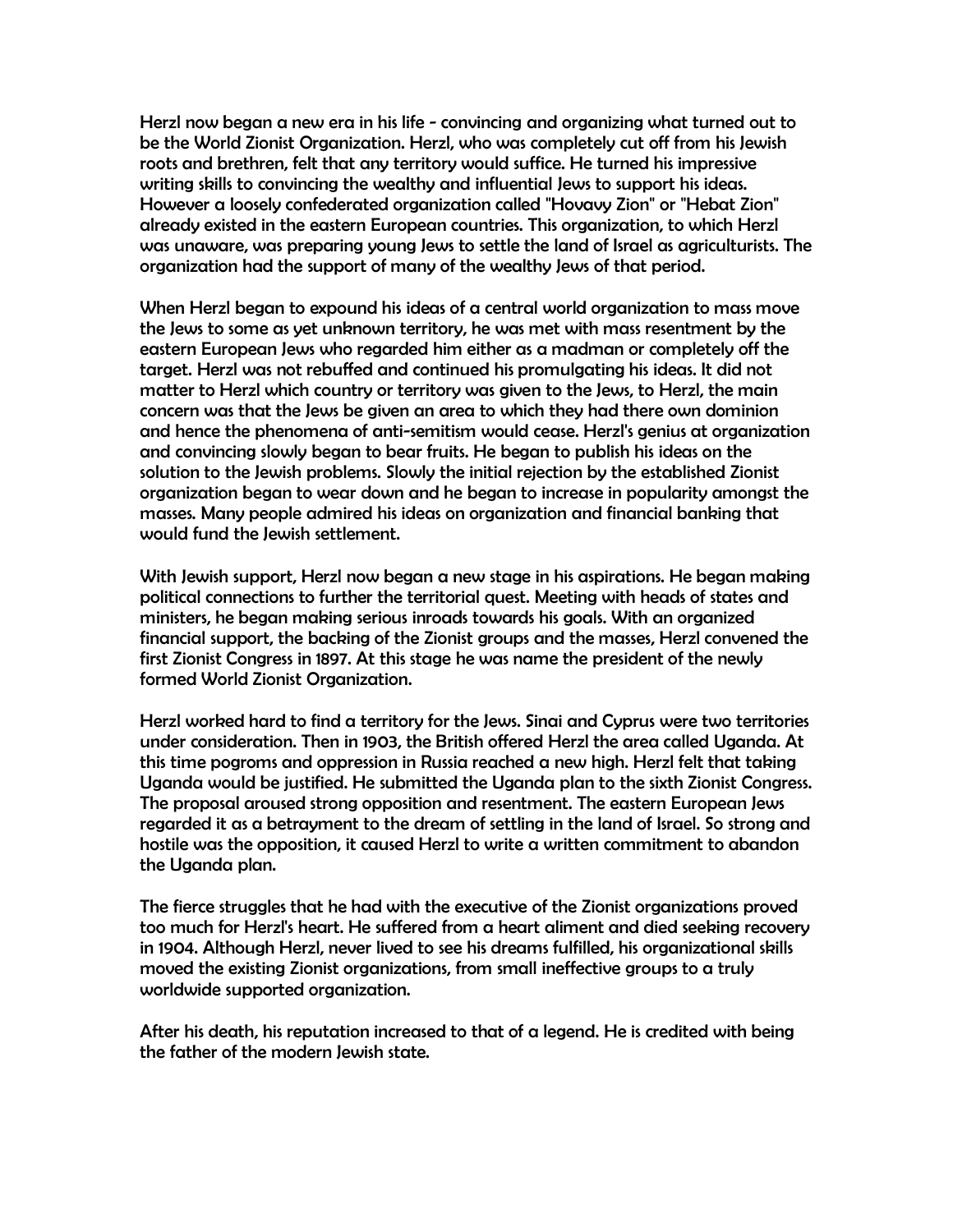Herzl now began a new era in his life - convincing and organizing what turned out to be the World Zionist Organization. Herzl, who was completely cut off from his Jewish roots and brethren, felt that any territory would suffice. He turned his impressive writing skills to convincing the wealthy and influential Jews to support his ideas. However a loosely confederated organization called "Hovavy Zion" or "Hebat Zion" already existed in the eastern European countries. This organization, to which Herzl was unaware, was preparing young Jews to settle the land of Israel as agriculturists. The organization had the support of many of the wealthy Jews of that period.

When Herzl began to expound his ideas of a central world organization to mass move the Jews to some as yet unknown territory, he was met with mass resentment by the eastern European Jews who regarded him either as a madman or completely off the target. Herzl was not rebuffed and continued his promulgating his ideas. It did not matter to Herzl which country or territory was given to the Jews, to Herzl, the main concern was that the Jews be given an area to which they had there own dominion and hence the phenomena of anti-semitism would cease. Herzl's genius at organization and convincing slowly began to bear fruits. He began to publish his ideas on the solution to the Jewish problems. Slowly the initial rejection by the established Zionist organization began to wear down and he began to increase in popularity amongst the masses. Many people admired his ideas on organization and financial banking that would fund the Jewish settlement.

With Jewish support, Herzl now began a new stage in his aspirations. He began making political connections to further the territorial quest. Meeting with heads of states and ministers, he began making serious inroads towards his goals. With an organized financial support, the backing of the Zionist groups and the masses, Herzl convened the first Zionist Congress in 1897. At this stage he was name the president of the newly formed World Zionist Organization.

Herzl worked hard to find a territory for the Jews. Sinai and Cyprus were two territories under consideration. Then in 1903, the British offered Herzl the area called Uganda. At this time pogroms and oppression in Russia reached a new high. Herzl felt that taking Uganda would be justified. He submitted the Uganda plan to the sixth Zionist Congress. The proposal aroused strong opposition and resentment. The eastern European Jews regarded it as a betrayment to the dream of settling in the land of Israel. So strong and hostile was the opposition, it caused Herzl to write a written commitment to abandon the Uganda plan.

The fierce struggles that he had with the executive of the Zionist organizations proved too much for Herzl's heart. He suffered from a heart aliment and died seeking recovery in 1904. Although Herzl, never lived to see his dreams fulfilled, his organizational skills moved the existing Zionist organizations, from small ineffective groups to a truly worldwide supported organization.

After his death, his reputation increased to that of a legend. He is credited with being the father of the modern Jewish state.